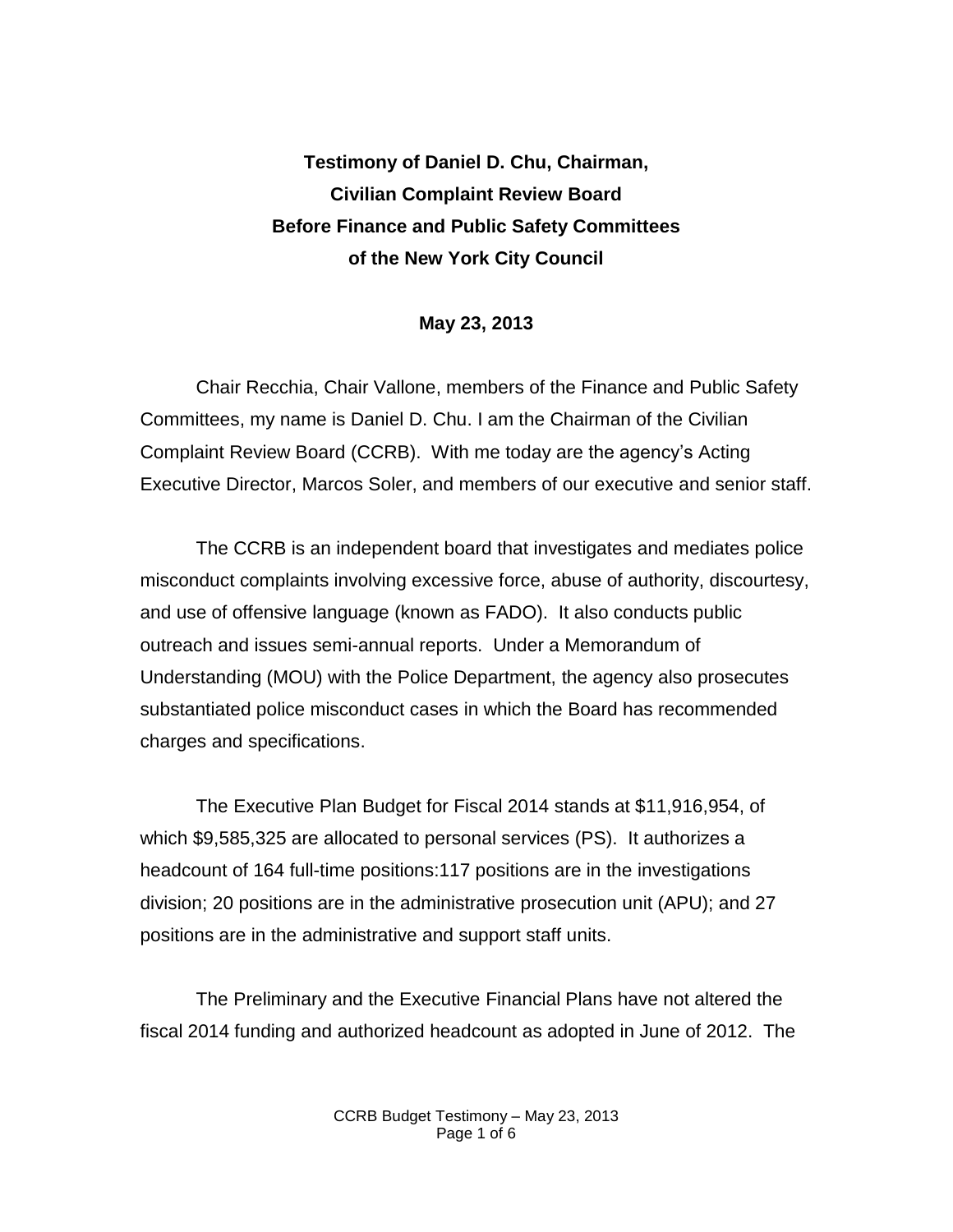**Testimony of Daniel D. Chu, Chairman,**
**Civilian Complaint Review Board**
**Before Finance and Public Safety Committees**
**of the New York City Council**

**May 23, 2013**

Chair Recchia, Chair Vallone, members of the Finance and Public Safety Committees, my name is Daniel D. Chu. I am the Chairman of the Civilian Complaint Review Board (CCRB). With me today are the agency's Acting Executive Director, Marcos Soler, and members of our executive and senior staff.

The CCRB is an independent board that investigates and mediates police misconduct complaints involving excessive force, abuse of authority, discourtesy, and use of offensive language (known as FADO). It also conducts public outreach and issues semi-annual reports. Under a Memorandum of Understanding (MOU) with the Police Department, the agency also prosecutes substantiated police misconduct cases in which the Board has recommended charges and specifications.

The Executive Plan Budget for Fiscal 2014 stands at $11,916,954, of which $9,585,325 are allocated to personal services (PS). It authorizes a headcount of 164 full-time positions:117 positions are in the investigations division; 20 positions are in the administrative prosecution unit (APU); and 27 positions are in the administrative and support staff units.

The Preliminary and the Executive Financial Plans have not altered the fiscal 2014 funding and authorized headcount as adopted in June of 2012. The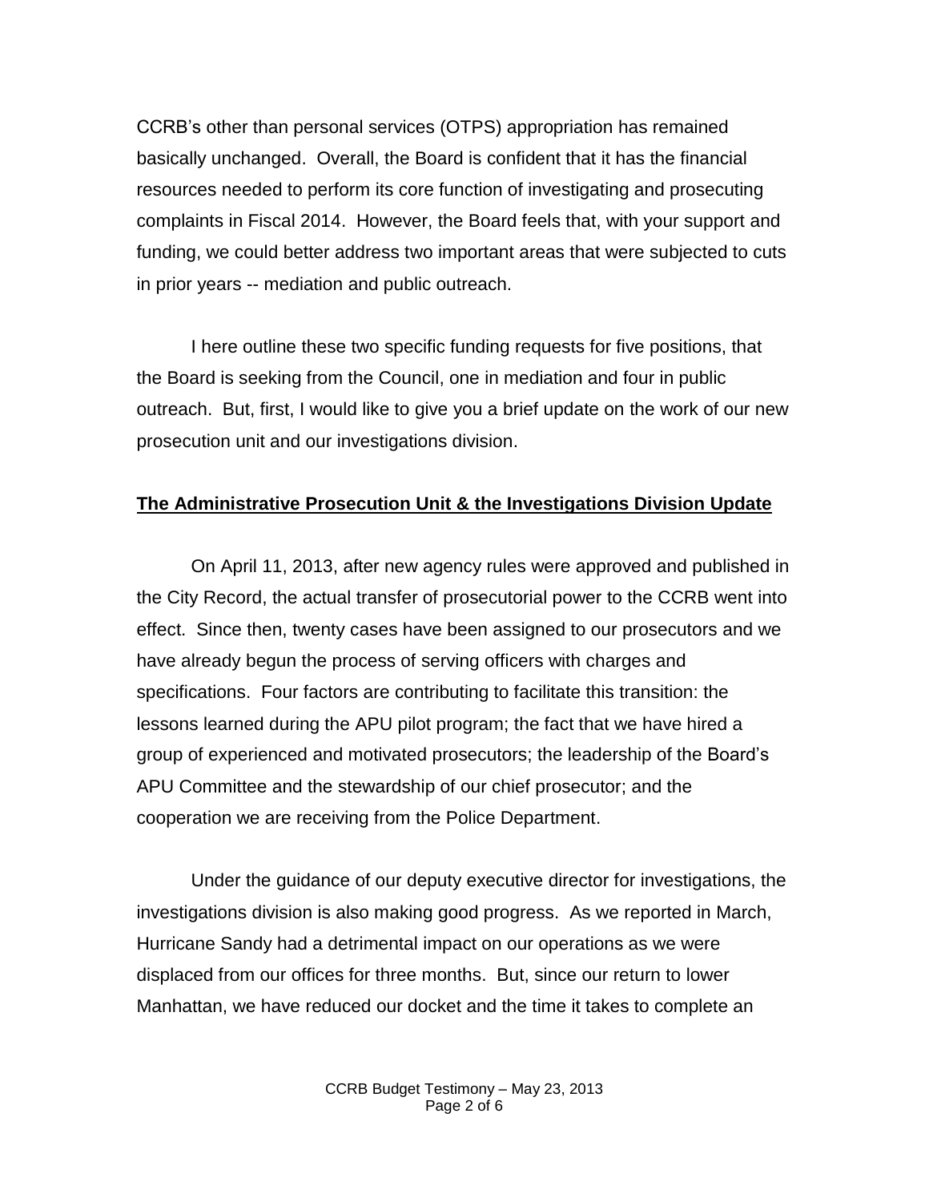CCRB's other than personal services (OTPS) appropriation has remained basically unchanged. Overall, the Board is confident that it has the financial resources needed to perform its core function of investigating and prosecuting complaints in Fiscal 2014. However, the Board feels that, with your support and funding, we could better address two important areas that were subjected to cuts in prior years -- mediation and public outreach.

I here outline these two specific funding requests for five positions, that the Board is seeking from the Council, one in mediation and four in public outreach. But, first, I would like to give you a brief update on the work of our new prosecution unit and our investigations division.

## The Administrative Prosecution Unit & the Investigations Division Update

On April 11, 2013, after new agency rules were approved and published in the City Record, the actual transfer of prosecutorial power to the CCRB went into effect. Since then, twenty cases have been assigned to our prosecutors and we have already begun the process of serving officers with charges and specifications. Four factors are contributing to facilitate this transition: the lessons learned during the APU pilot program; the fact that we have hired a group of experienced and motivated prosecutors; the leadership of the Board's APU Committee and the stewardship of our chief prosecutor; and the cooperation we are receiving from the Police Department.

Under the guidance of our deputy executive director for investigations, the investigations division is also making good progress. As we reported in March, Hurricane Sandy had a detrimental impact on our operations as we were displaced from our offices for three months. But, since our return to lower Manhattan, we have reduced our docket and the time it takes to complete an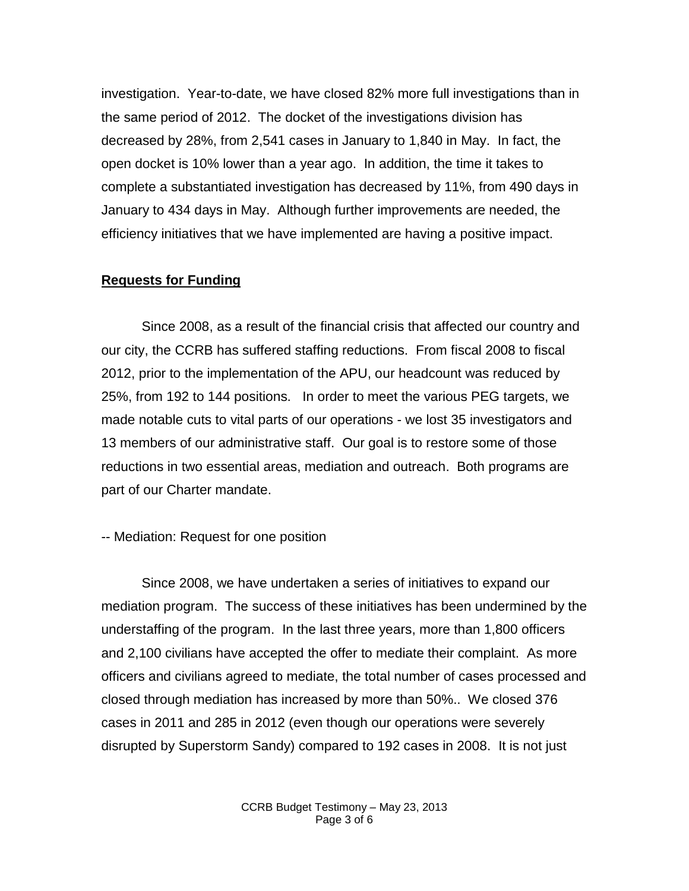investigation. Year-to-date, we have closed 82% more full investigations than in the same period of 2012. The docket of the investigations division has decreased by 28%, from 2,541 cases in January to 1,840 in May. In fact, the open docket is 10% lower than a year ago. In addition, the time it takes to complete a substantiated investigation has decreased by 11%, from 490 days in January to 434 days in May. Although further improvements are needed, the efficiency initiatives that we have implemented are having a positive impact.

## **Requests for Funding**

Since 2008, as a result of the financial crisis that affected our country and our city, the CCRB has suffered staffing reductions. From fiscal 2008 to fiscal 2012, prior to the implementation of the APU, our headcount was reduced by 25%, from 192 to 144 positions. In order to meet the various PEG targets, we made notable cuts to vital parts of our operations - we lost 35 investigators and 13 members of our administrative staff. Our goal is to restore some of those reductions in two essential areas, mediation and outreach. Both programs are part of our Charter mandate.

-- Mediation: Request for one position

Since 2008, we have undertaken a series of initiatives to expand our mediation program. The success of these initiatives has been undermined by the understaffing of the program. In the last three years, more than 1,800 officers and 2,100 civilians have accepted the offer to mediate their complaint. As more officers and civilians agreed to mediate, the total number of cases processed and closed through mediation has increased by more than 50%.. We closed 376 cases in 2011 and 285 in 2012 (even though our operations were severely disrupted by Superstorm Sandy) compared to 192 cases in 2008. It is not just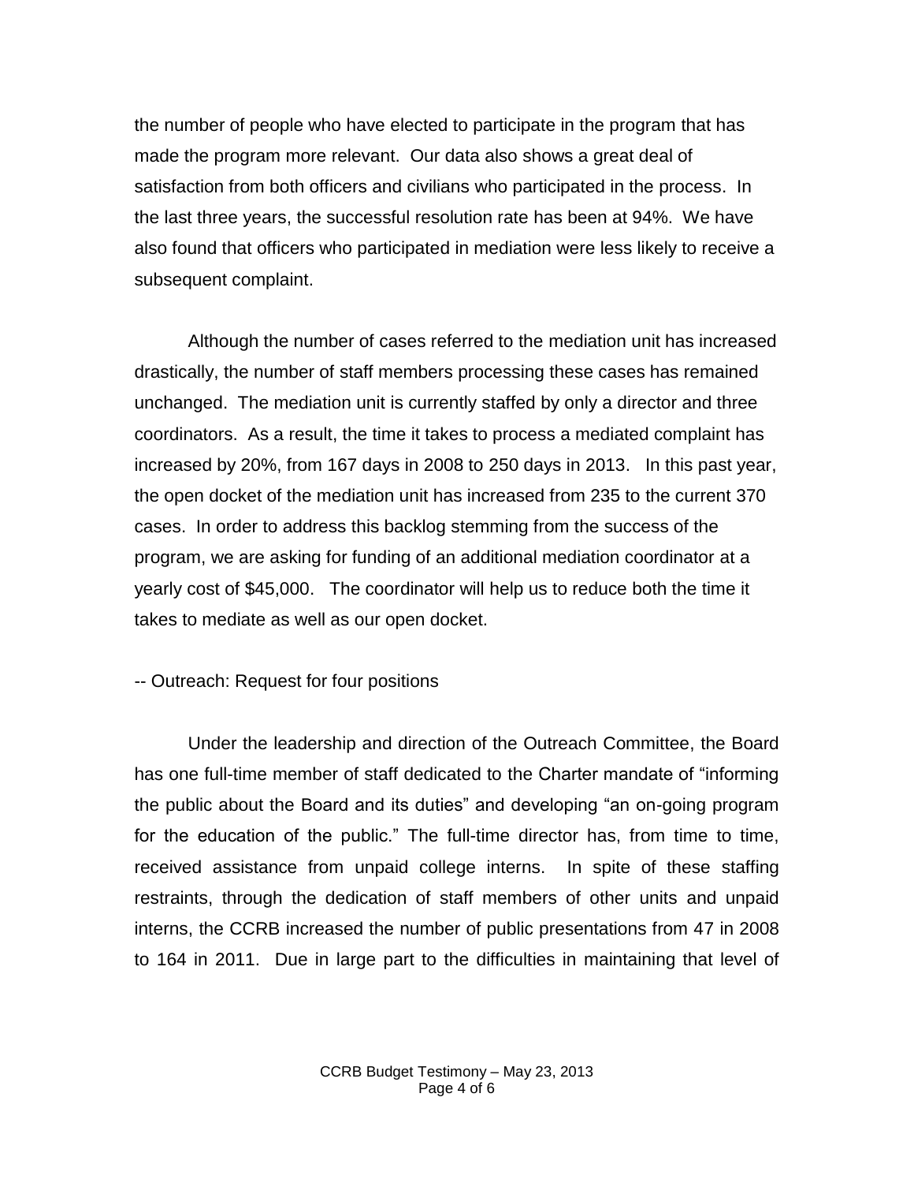the number of people who have elected to participate in the program that has made the program more relevant. Our data also shows a great deal of satisfaction from both officers and civilians who participated in the process. In the last three years, the successful resolution rate has been at 94%. We have also found that officers who participated in mediation were less likely to receive a subsequent complaint.

Although the number of cases referred to the mediation unit has increased drastically, the number of staff members processing these cases has remained unchanged. The mediation unit is currently staffed by only a director and three coordinators. As a result, the time it takes to process a mediated complaint has increased by 20%, from 167 days in 2008 to 250 days in 2013. In this past year, the open docket of the mediation unit has increased from 235 to the current 370 cases. In order to address this backlog stemming from the success of the program, we are asking for funding of an additional mediation coordinator at a yearly cost of $45,000. The coordinator will help us to reduce both the time it takes to mediate as well as our open docket.

-- Outreach: Request for four positions

Under the leadership and direction of the Outreach Committee, the Board has one full-time member of staff dedicated to the Charter mandate of "informing the public about the Board and its duties" and developing "an on-going program for the education of the public." The full-time director has, from time to time, received assistance from unpaid college interns. In spite of these staffing restraints, through the dedication of staff members of other units and unpaid interns, the CCRB increased the number of public presentations from 47 in 2008 to 164 in 2011. Due in large part to the difficulties in maintaining that level of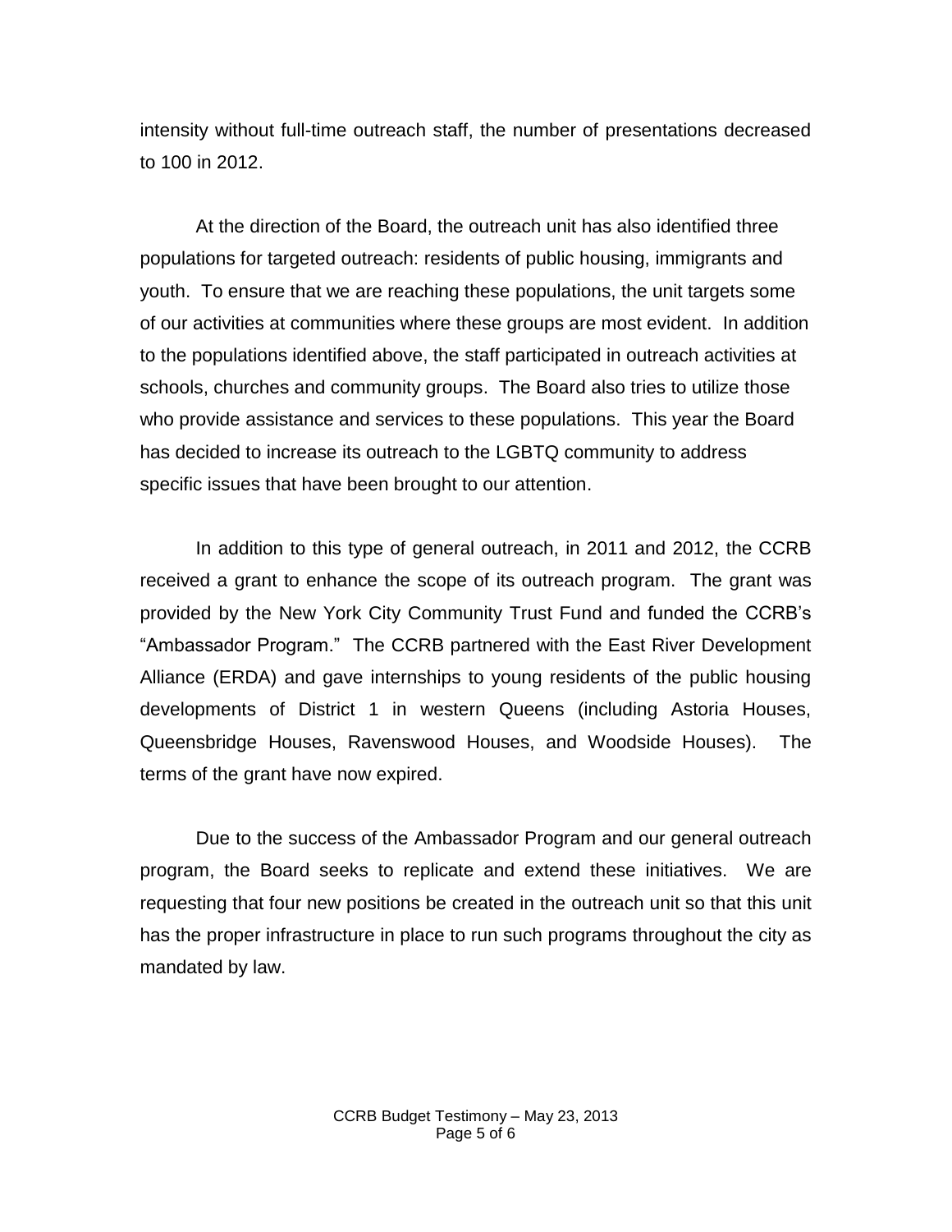intensity without full-time outreach staff, the number of presentations decreased to 100 in 2012.

At the direction of the Board, the outreach unit has also identified three populations for targeted outreach: residents of public housing, immigrants and youth. To ensure that we are reaching these populations, the unit targets some of our activities at communities where these groups are most evident. In addition to the populations identified above, the staff participated in outreach activities at schools, churches and community groups. The Board also tries to utilize those who provide assistance and services to these populations. This year the Board has decided to increase its outreach to the LGBTQ community to address specific issues that have been brought to our attention.

In addition to this type of general outreach, in 2011 and 2012, the CCRB received a grant to enhance the scope of its outreach program. The grant was provided by the New York City Community Trust Fund and funded the CCRB's "Ambassador Program." The CCRB partnered with the East River Development Alliance (ERDA) and gave internships to young residents of the public housing developments of District 1 in western Queens (including Astoria Houses, Queensbridge Houses, Ravenswood Houses, and Woodside Houses). The terms of the grant have now expired.

Due to the success of the Ambassador Program and our general outreach program, the Board seeks to replicate and extend these initiatives. We are requesting that four new positions be created in the outreach unit so that this unit has the proper infrastructure in place to run such programs throughout the city as mandated by law.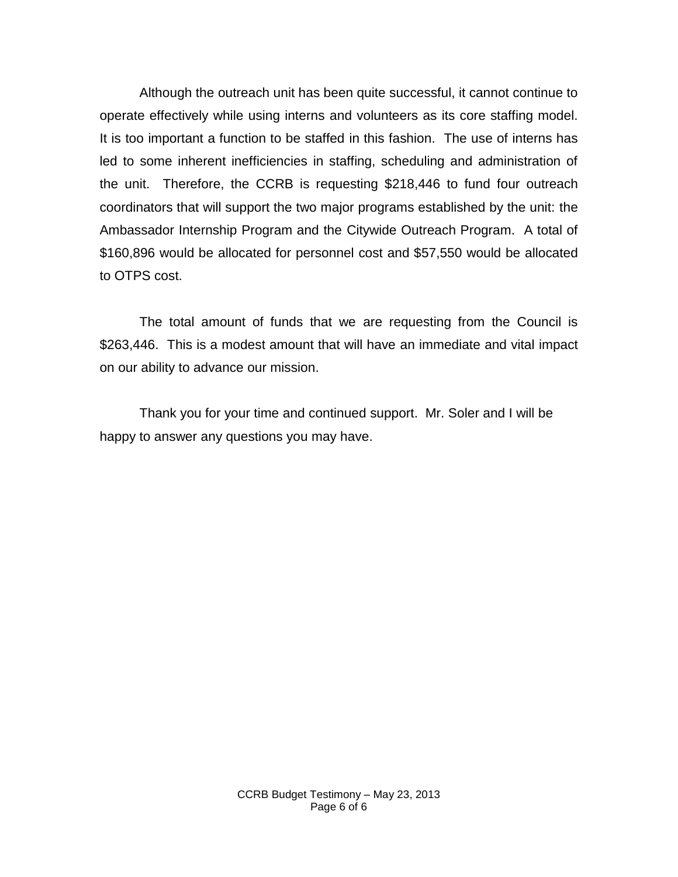Although the outreach unit has been quite successful, it cannot continue to operate effectively while using interns and volunteers as its core staffing model. It is too important a function to be staffed in this fashion. The use of interns has led to some inherent inefficiencies in staffing, scheduling and administration of the unit. Therefore, the CCRB is requesting $218,446 to fund four outreach coordinators that will support the two major programs established by the unit: the Ambassador Internship Program and the Citywide Outreach Program. A total of $160,896 would be allocated for personnel cost and $57,550 would be allocated to OTPS cost.

The total amount of funds that we are requesting from the Council is $263,446. This is a modest amount that will have an immediate and vital impact on our ability to advance our mission.

Thank you for your time and continued support. Mr. Soler and I will be happy to answer any questions you may have.